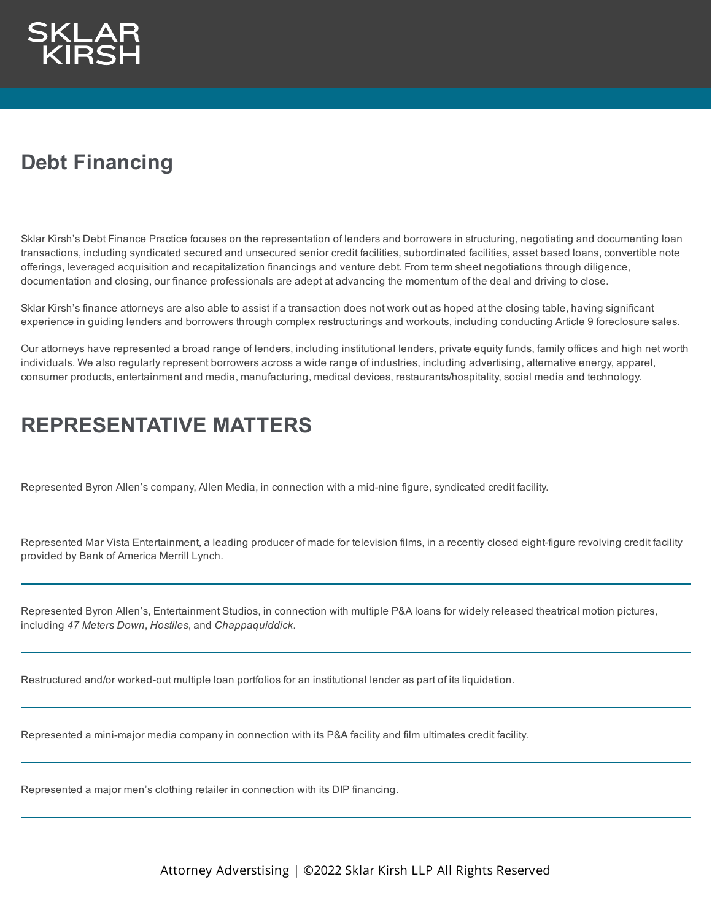SKLAR KIRSH

# Debt Financing

Sklar Kirsh's Debt Finance Practice focuses on the representation of lenders and borrowers in structuring, negotiating and documenting loan transactions, including syndicated secured and unsecured senior credit facilities, subordinated facilities, asset based loans, convertible note offerings, leveraged acquisition and recapitalization financings and venture debt. From term sheet negotiations through diligence, documentation and closing, our finance professionals are adept at advancing the momentum of the deal and driving to close.

Sklar Kirsh's finance attorneys are also able to assist if a transaction does not work out as hoped at the closing table, having significant experience in guiding lenders and borrowers through complex restructurings and workouts, including conducting Article 9 foreclosure sales.

Our attorneys have represented a broad range of lenders, including institutional lenders, private equity funds, family offices and high net worth individuals. We also regularly represent borrowers across a wide range of industries, including advertising, alternative energy, apparel, consumer products, entertainment and media, manufacturing, medical devices, restaurants/hospitality, social media and technology.

# REPRESENTATIVE MATTERS

Represented Byron Allen's company, Allen Media, in connection with a mid-nine figure, syndicated credit facility.

---

Represented Mar Vista Entertainment, a leading producer of made for television films, in a recently closed eight-figure revolving credit facility provided by Bank of America Merrill Lynch.

---

Represented Byron Allen's, Entertainment Studios, in connection with multiple P&A loans for widely released theatrical motion pictures, including *47 Meters Down*, *Hostiles*, and *Chappaquiddick*.

---

Restructured and/or worked-out multiple loan portfolios for an institutional lender as part of its liquidation.

---

Represented a mini-major media company in connection with its P&A facility and film ultimates credit facility.

---

Represented a major men's clothing retailer in connection with its DIP financing.

---

Attorney Adverstising | ©2022 Sklar Kirsh LLP All Rights Reserved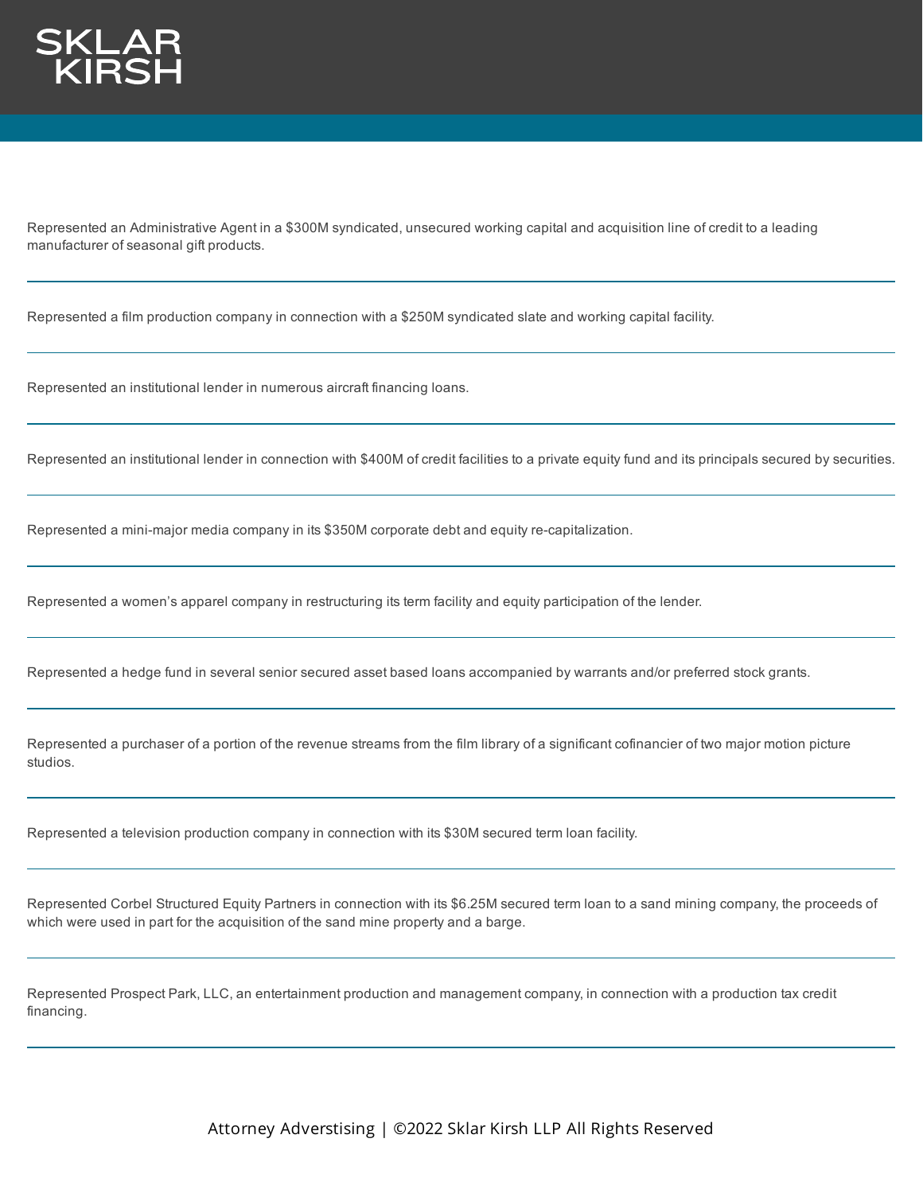Represented an Administrative Agent in a $300M syndicated, unsecured working capital and acquisition line of credit to a leading manufacturer of seasonal gift products.

---

Represented a film production company in connection with a $250M syndicated slate and working capital facility.

---

Represented an institutional lender in numerous aircraft financing loans.

---

Represented an institutional lender in connection with $400M of credit facilities to a private equity fund and its principals secured by securities.

---

Represented a mini-major media company in its $350M corporate debt and equity re-capitalization.

---

Represented a women's apparel company in restructuring its term facility and equity participation of the lender.

---

Represented a hedge fund in several senior secured asset based loans accompanied by warrants and/or preferred stock grants.

---

Represented a purchaser of a portion of the revenue streams from the film library of a significant cofinancier of two major motion picture studios.

---

Represented a television production company in connection with its $30M secured term loan facility.

---

Represented Corbel Structured Equity Partners in connection with its $6.25M secured term loan to a sand mining company, the proceeds of which were used in part for the acquisition of the sand mine property and a barge.

---

Represented Prospect Park, LLC, an entertainment production and management company, in connection with a production tax credit financing.

---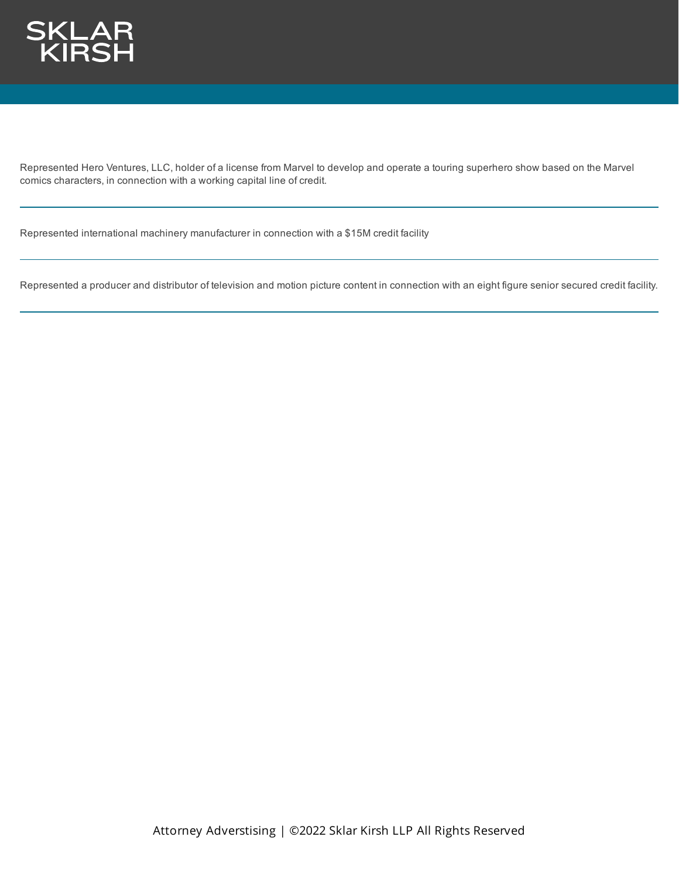Represented Hero Ventures, LLC, holder of a license from Marvel to develop and operate a touring superhero show based on the Marvel comics characters, in connection with a working capital line of credit.

---

Represented international machinery manufacturer in connection with a $15M credit facility

---

Represented a producer and distributor of television and motion picture content in connection with an eight figure senior secured credit facility.

---